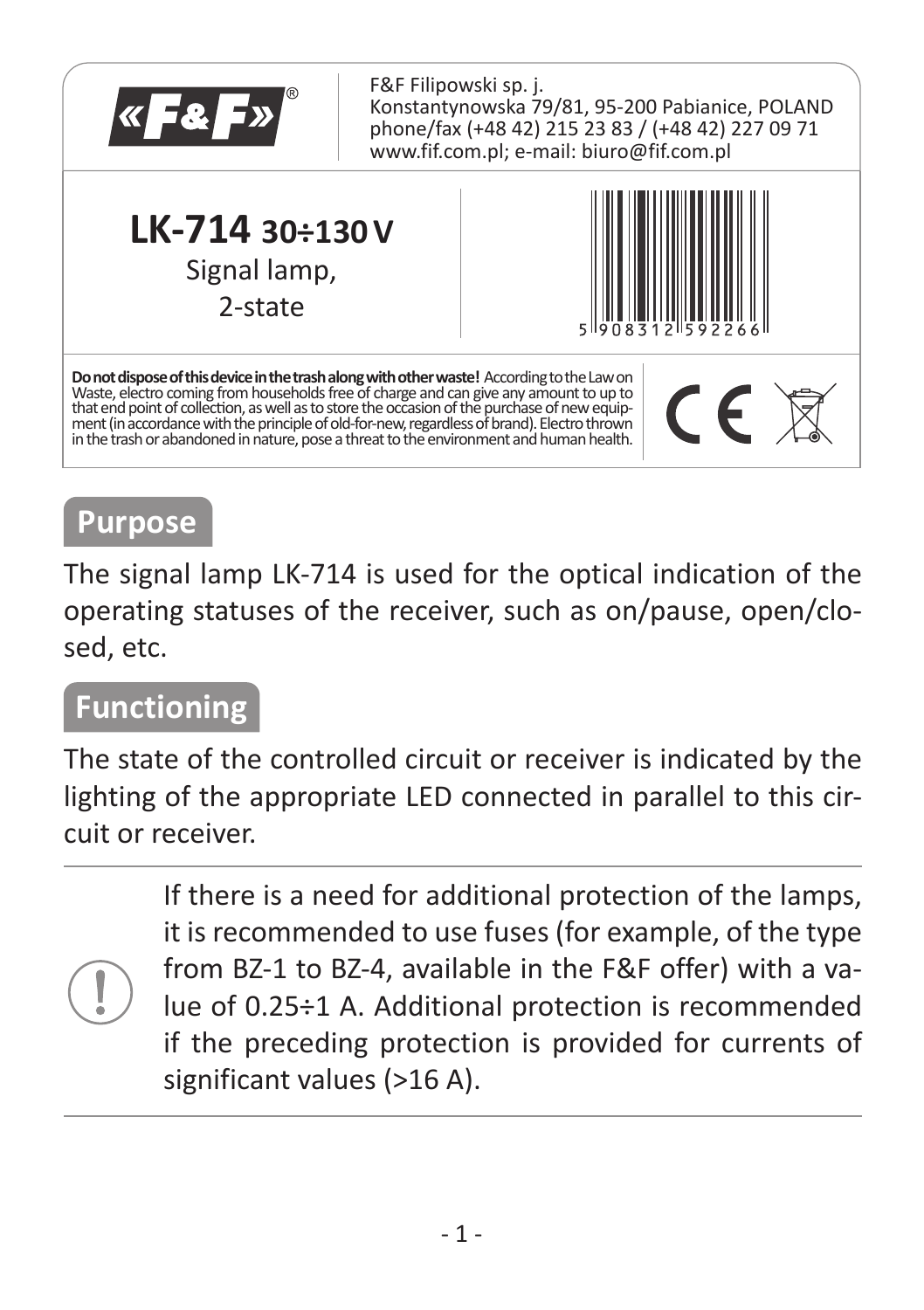F&F Filipowski sp. j.
Konstantynowska 79/81, 95-200 Pabianice, POLAND
phone/fax (+48 42) 215 23 83 / (+48 42) 227 09 71
www.fif.com.pl; e-mail: biuro@fif.com.pl

# LK-714 30÷130 V

Signal lamp,
2-state

5 908312 592266

**Do not dispose of this device in the trash along with other waste!** According to the Law on Waste, electro coming from households free of charge and can give any amount to up to that end point of collection, as well as to store the occasion of the purchase of new equipment (in accordance with the principle of old-for-new, regardless of brand). Electro thrown in the trash or abandoned in nature, pose a threat to the environment and human health.

## Purpose

The signal lamp LK-714 is used for the optical indication of the operating statuses of the receiver, such as on/pause, open/closed, etc.

## Functioning

The state of the controlled circuit or receiver is indicated by the lighting of the appropriate LED connected in parallel to this circuit or receiver.

---

If there is a need for additional protection of the lamps, it is recommended to use fuses (for example, of the type from BZ-1 to BZ-4, available in the F&F offer) with a value of 0.25÷1 A. Additional protection is recommended if the preceding protection is provided for currents of significant values (>16 A).

---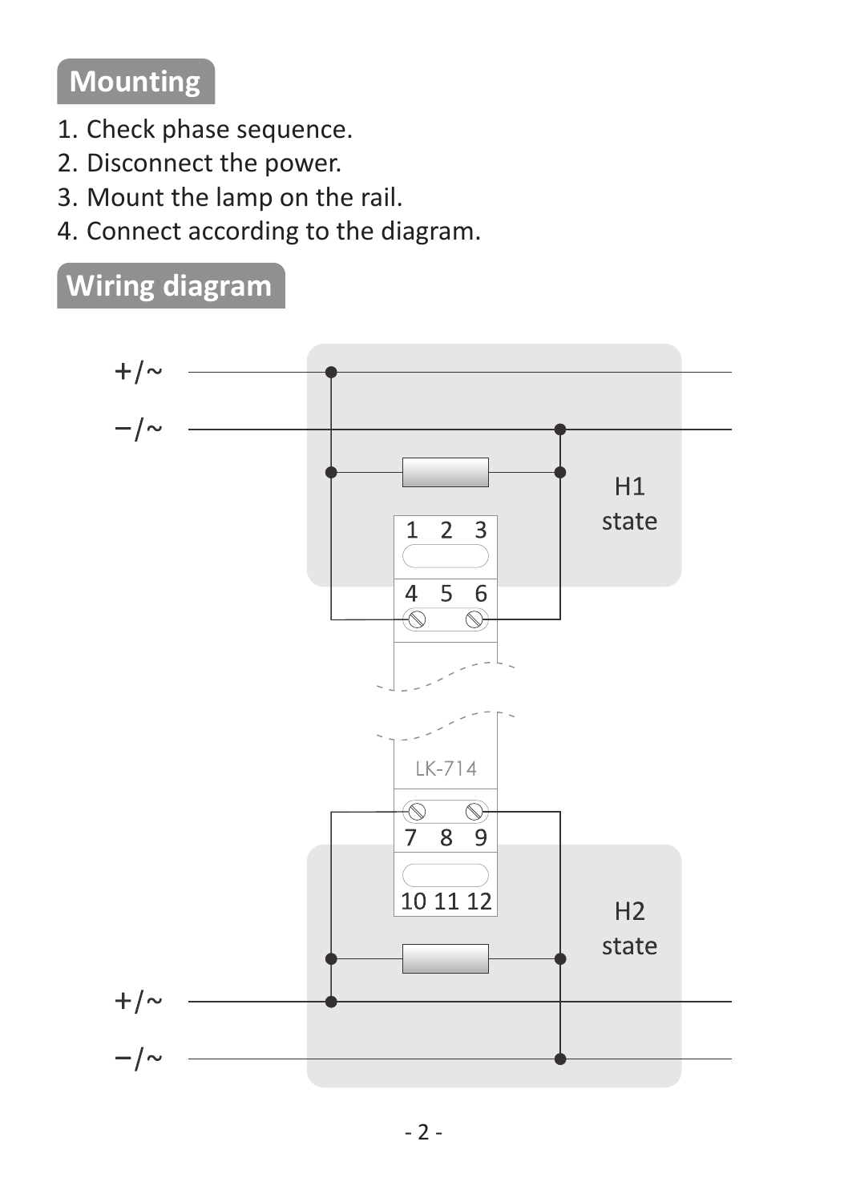## Mounting

1. Check phase sequence.
2. Disconnect the power.
3. Mount the lamp on the rail.
4. Connect according to the diagram.

## Wiring diagram

+/~

−/~

H1 state

1 2 3

4 5 6

LK-714

7 8 9

10 11 12

H2 state

+/~

−/~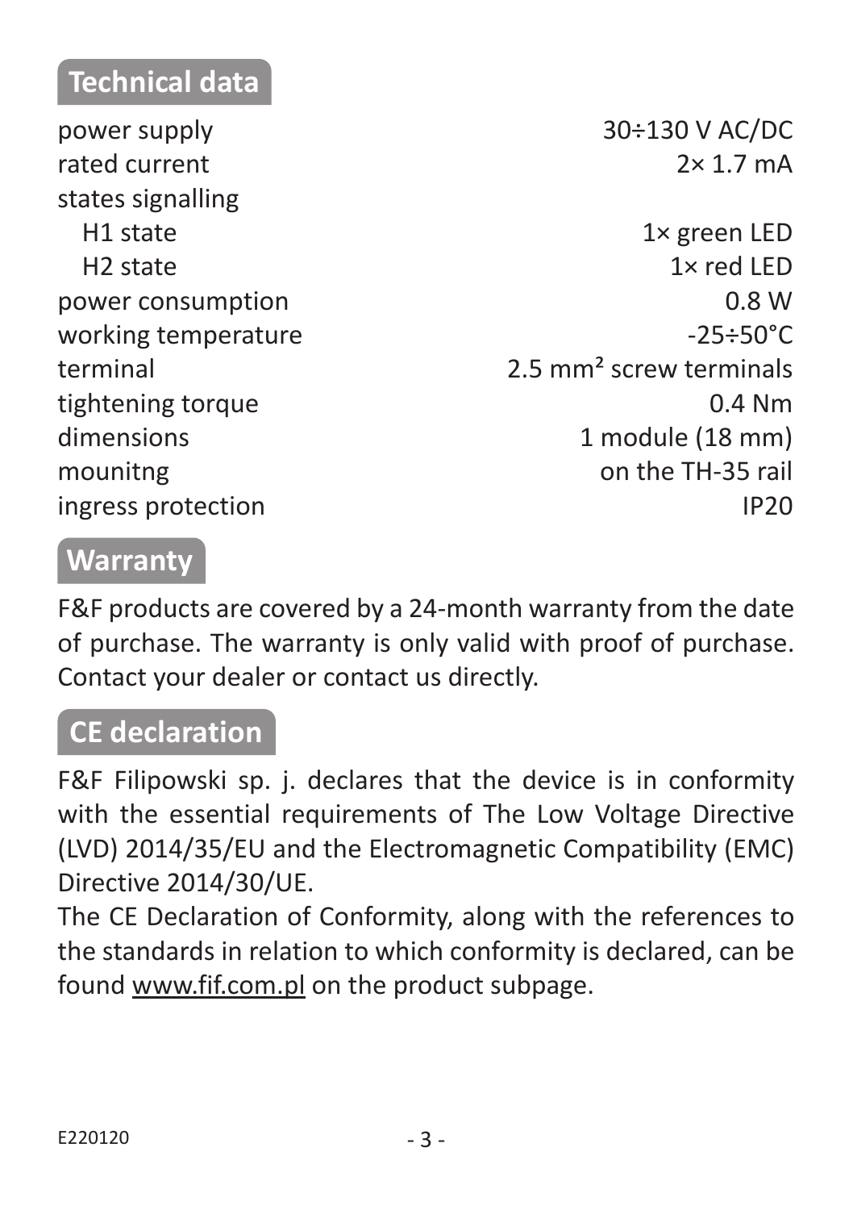## Technical data

| | |
|---|---|
| power supply | 30÷130 V AC/DC |
| rated current | 2× 1.7 mA |
| states signalling | |
| H1 state | 1× green LED |
| H2 state | 1× red LED |
| power consumption | 0.8 W |
| working temperature | -25÷50°C |
| terminal | 2.5 mm² screw terminals |
| tightening torque | 0.4 Nm |
| dimensions | 1 module (18 mm) |
| mounitng | on the TH-35 rail |
| ingress protection | IP20 |

## Warranty

F&F products are covered by a 24-month warranty from the date of purchase. The warranty is only valid with proof of purchase. Contact your dealer or contact us directly.

## CE declaration

F&F Filipowski sp. j. declares that the device is in conformity with the essential requirements of The Low Voltage Directive (LVD) 2014/35/EU and the Electromagnetic Compatibility (EMC) Directive 2014/30/UE.

The CE Declaration of Conformity, along with the references to the standards in relation to which conformity is declared, can be found www.fif.com.pl on the product subpage.

E220120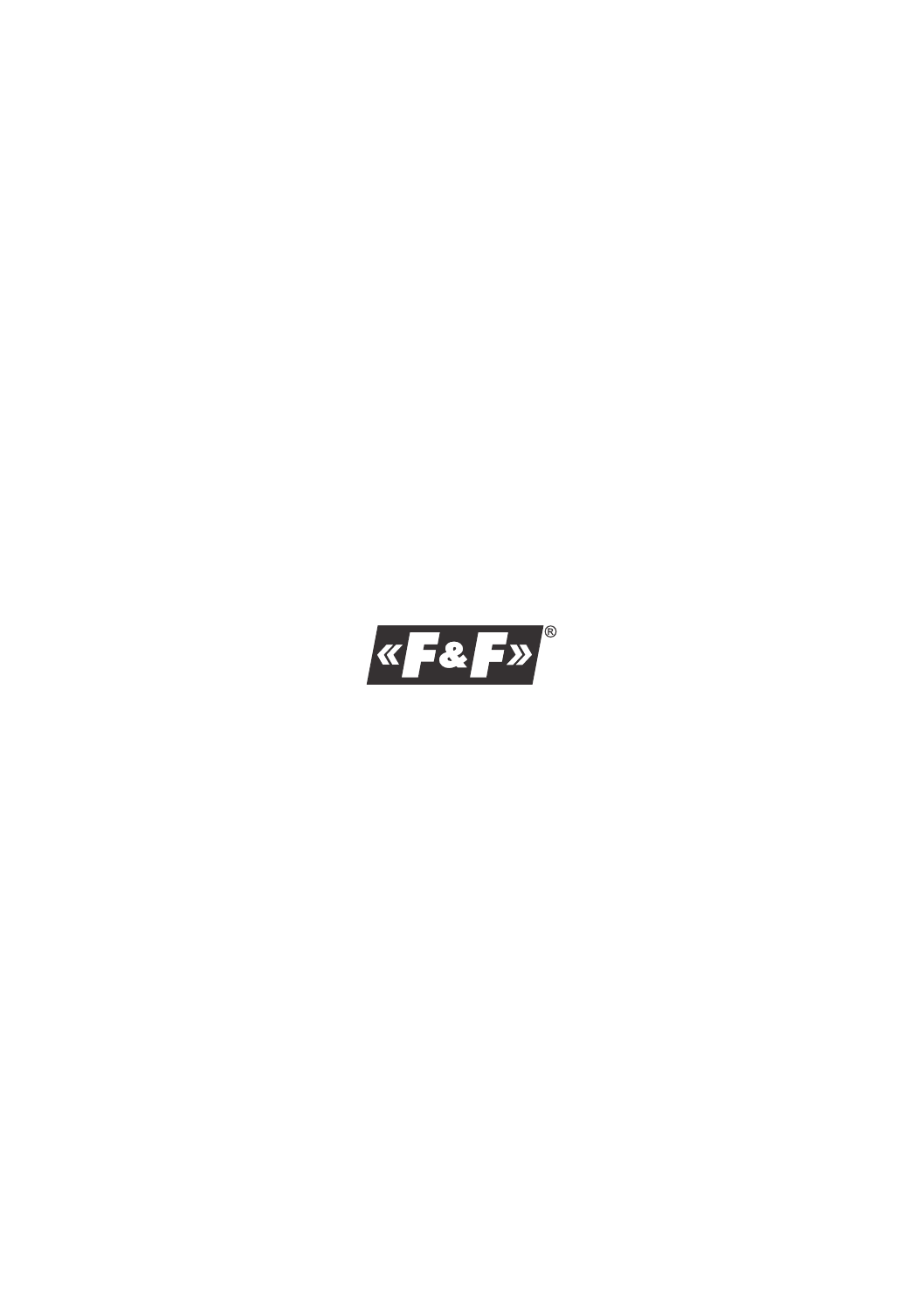«F&F»®